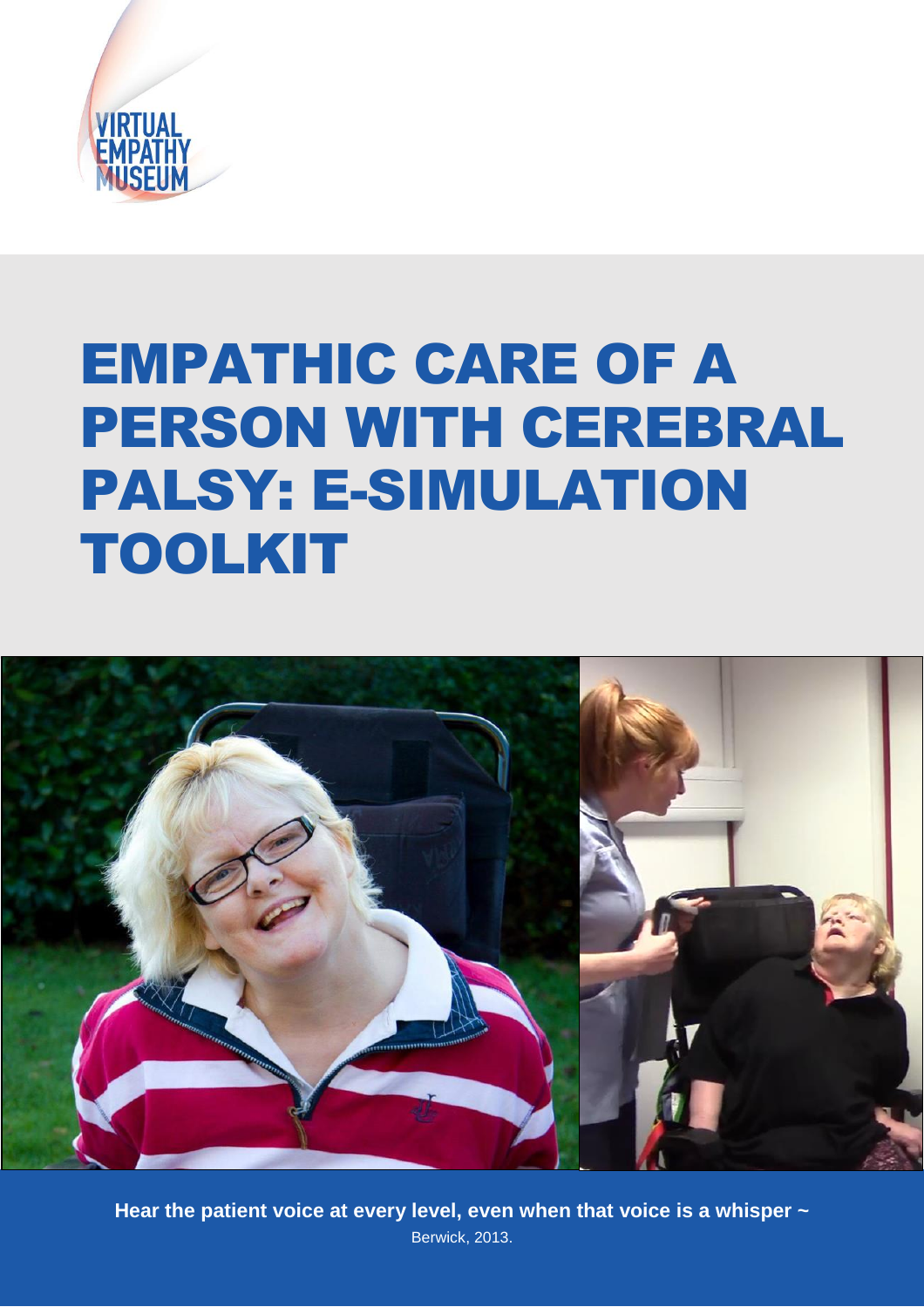VIRTUAL EMPATHY MUSEUM

# EMPATHIC CARE OF A PERSON WITH CEREBRAL PALSY: E-SIMULATION TOOLKIT

**Hear the patient voice at every level, even when that voice is a whisper ~**
Berwick, 2013.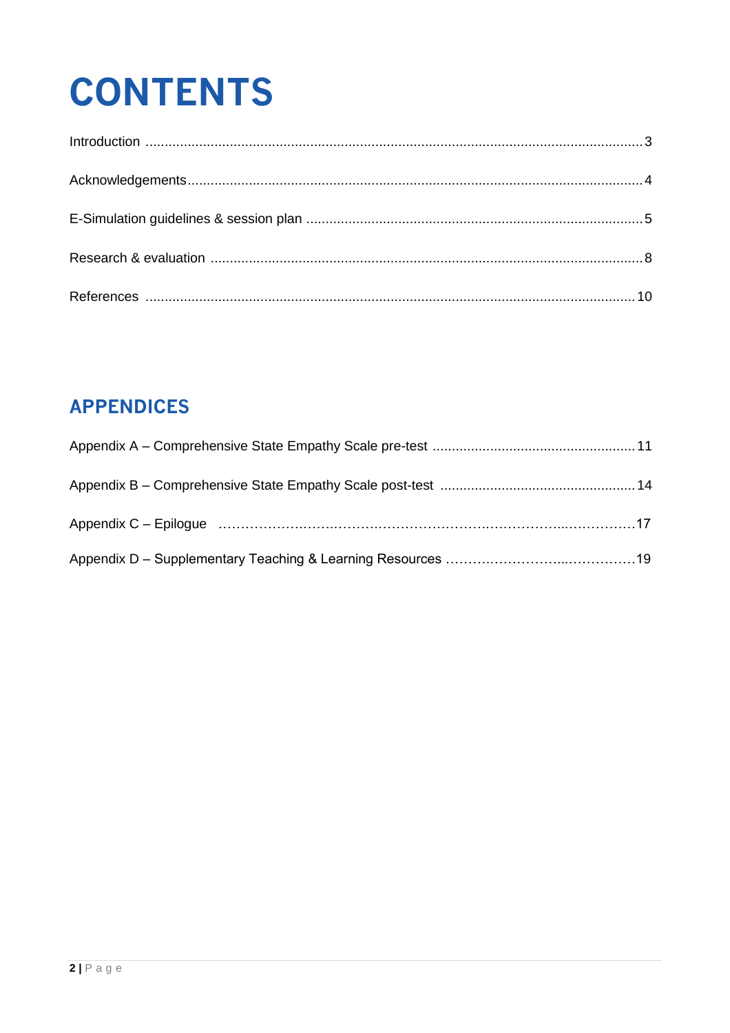# CONTENTS

Introduction ........................................................................................................................ 3

Acknowledgements .............................................................................................................. 4

E-Simulation guidelines & session plan .................................................................................. 5

Research & evaluation .......................................................................................................... 8

References .......................................................................................................................... 10

## APPENDICES

Appendix A – Comprehensive State Empathy Scale pre-test .................................................... 11

Appendix B – Comprehensive State Empathy Scale post-test .................................................. 14

Appendix C – Epilogue ........................................................................................................ 17

Appendix D – Supplementary Teaching & Learning Resources ............................................... 19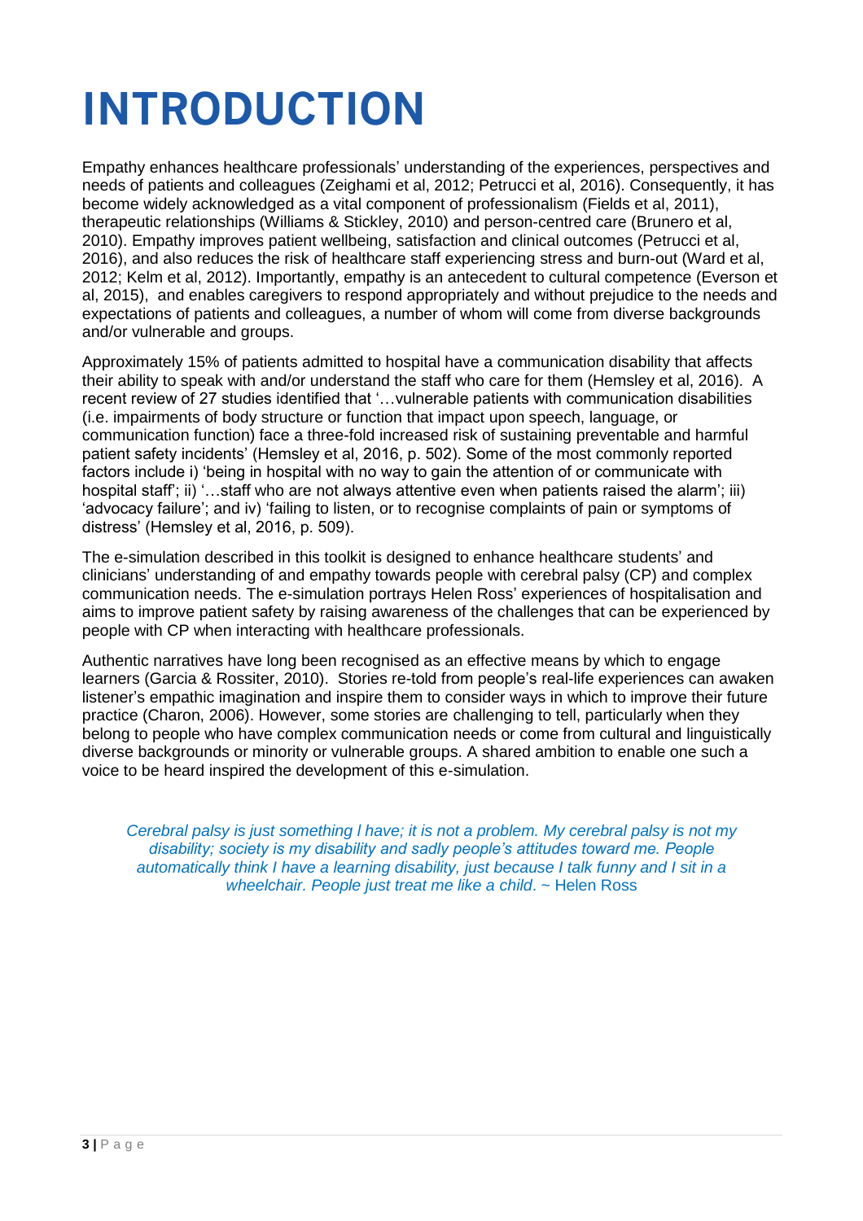# INTRODUCTION

Empathy enhances healthcare professionals' understanding of the experiences, perspectives and needs of patients and colleagues (Zeighami et al, 2012; Petrucci et al, 2016). Consequently, it has become widely acknowledged as a vital component of professionalism (Fields et al, 2011), therapeutic relationships (Williams & Stickley, 2010) and person-centred care (Brunero et al, 2010). Empathy improves patient wellbeing, satisfaction and clinical outcomes (Petrucci et al, 2016), and also reduces the risk of healthcare staff experiencing stress and burn-out (Ward et al, 2012; Kelm et al, 2012). Importantly, empathy is an antecedent to cultural competence (Everson et al, 2015), and enables caregivers to respond appropriately and without prejudice to the needs and expectations of patients and colleagues, a number of whom will come from diverse backgrounds and/or vulnerable and groups.

Approximately 15% of patients admitted to hospital have a communication disability that affects their ability to speak with and/or understand the staff who care for them (Hemsley et al, 2016). A recent review of 27 studies identified that '…vulnerable patients with communication disabilities (i.e. impairments of body structure or function that impact upon speech, language, or communication function) face a three-fold increased risk of sustaining preventable and harmful patient safety incidents' (Hemsley et al, 2016, p. 502). Some of the most commonly reported factors include i) 'being in hospital with no way to gain the attention of or communicate with hospital staff'; ii) '…staff who are not always attentive even when patients raised the alarm'; iii) 'advocacy failure'; and iv) 'failing to listen, or to recognise complaints of pain or symptoms of distress' (Hemsley et al, 2016, p. 509).

The e-simulation described in this toolkit is designed to enhance healthcare students' and clinicians' understanding of and empathy towards people with cerebral palsy (CP) and complex communication needs. The e-simulation portrays Helen Ross' experiences of hospitalisation and aims to improve patient safety by raising awareness of the challenges that can be experienced by people with CP when interacting with healthcare professionals.

Authentic narratives have long been recognised as an effective means by which to engage learners (Garcia & Rossiter, 2010). Stories re-told from people's real-life experiences can awaken listener's empathic imagination and inspire them to consider ways in which to improve their future practice (Charon, 2006). However, some stories are challenging to tell, particularly when they belong to people who have complex communication needs or come from cultural and linguistically diverse backgrounds or minority or vulnerable groups. A shared ambition to enable one such a voice to be heard inspired the development of this e-simulation.

> *Cerebral palsy is just something I have; it is not a problem. My cerebral palsy is not my disability; society is my disability and sadly people's attitudes toward me. People automatically think I have a learning disability, just because I talk funny and I sit in a wheelchair. People just treat me like a child.* ~ Helen Ross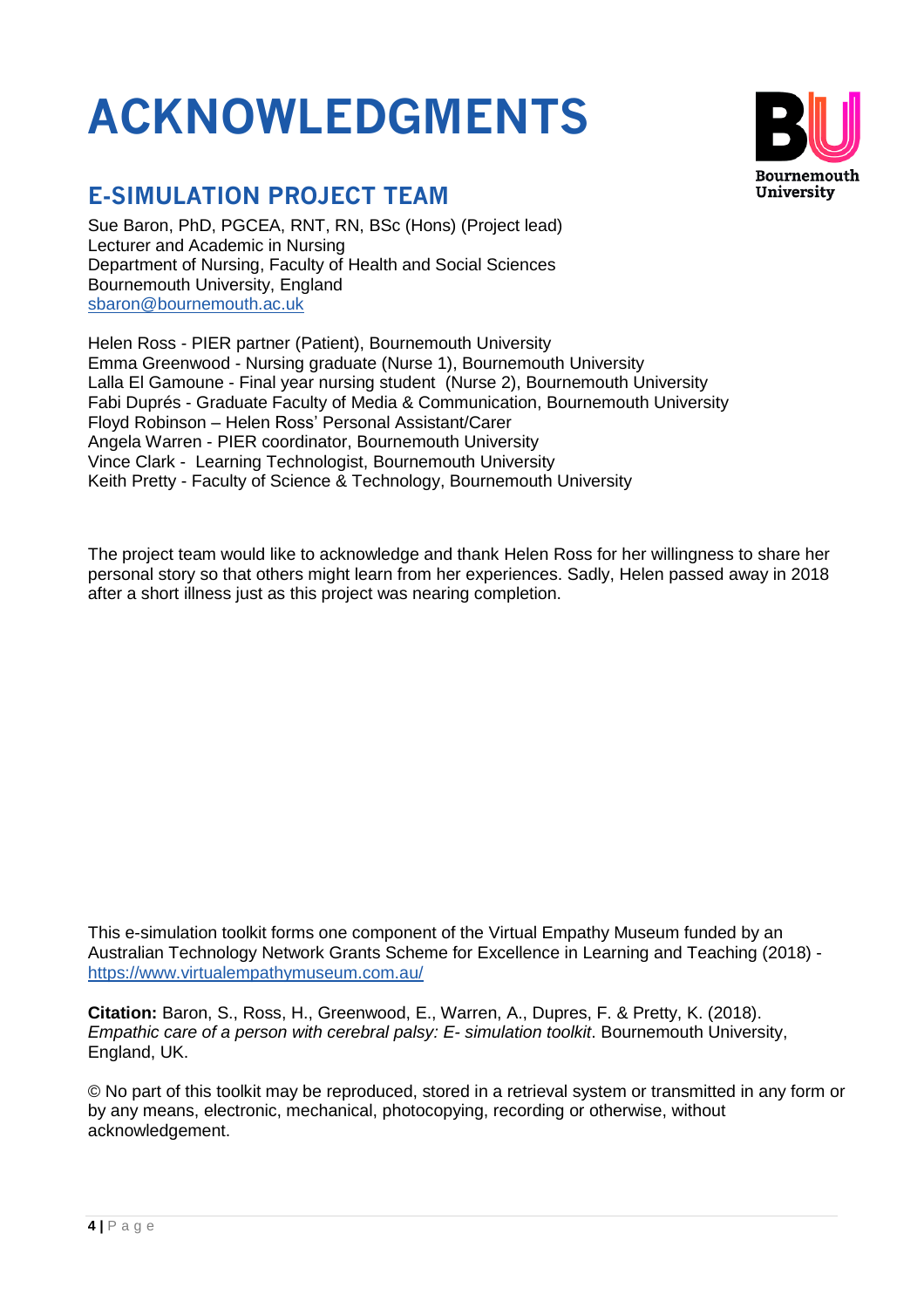# ACKNOWLEDGMENTS

## E-SIMULATION PROJECT TEAM

Sue Baron, PhD, PGCEA, RNT, RN, BSc (Hons) (Project lead)
Lecturer and Academic in Nursing
Department of Nursing, Faculty of Health and Social Sciences
Bournemouth University, England
sbaron@bournemouth.ac.uk

Helen Ross - PIER partner (Patient), Bournemouth University
Emma Greenwood - Nursing graduate (Nurse 1), Bournemouth University
Lalla El Gamoune - Final year nursing student (Nurse 2), Bournemouth University
Fabi Duprés - Graduate Faculty of Media & Communication, Bournemouth University
Floyd Robinson – Helen Ross' Personal Assistant/Carer
Angela Warren - PIER coordinator, Bournemouth University
Vince Clark - Learning Technologist, Bournemouth University
Keith Pretty - Faculty of Science & Technology, Bournemouth University

The project team would like to acknowledge and thank Helen Ross for her willingness to share her personal story so that others might learn from her experiences. Sadly, Helen passed away in 2018 after a short illness just as this project was nearing completion.

This e-simulation toolkit forms one component of the Virtual Empathy Museum funded by an Australian Technology Network Grants Scheme for Excellence in Learning and Teaching (2018) - https://www.virtualempathymuseum.com.au/

**Citation:** Baron, S., Ross, H., Greenwood, E., Warren, A., Dupres, F. & Pretty, K. (2018). *Empathic care of a person with cerebral palsy: E- simulation toolkit*. Bournemouth University, England, UK.

© No part of this toolkit may be reproduced, stored in a retrieval system or transmitted in any form or by any means, electronic, mechanical, photocopying, recording or otherwise, without acknowledgement.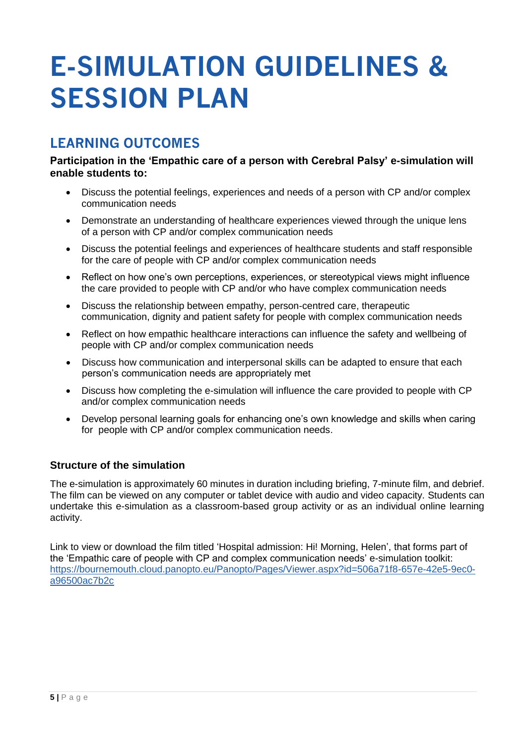# E-SIMULATION GUIDELINES & SESSION PLAN

## LEARNING OUTCOMES

**Participation in the 'Empathic care of a person with Cerebral Palsy' e-simulation will enable students to:**

- Discuss the potential feelings, experiences and needs of a person with CP and/or complex communication needs
- Demonstrate an understanding of healthcare experiences viewed through the unique lens of a person with CP and/or complex communication needs
- Discuss the potential feelings and experiences of healthcare students and staff responsible for the care of people with CP and/or complex communication needs
- Reflect on how one's own perceptions, experiences, or stereotypical views might influence the care provided to people with CP and/or who have complex communication needs
- Discuss the relationship between empathy, person-centred care, therapeutic communication, dignity and patient safety for people with complex communication needs
- Reflect on how empathic healthcare interactions can influence the safety and wellbeing of people with CP and/or complex communication needs
- Discuss how communication and interpersonal skills can be adapted to ensure that each person's communication needs are appropriately met
- Discuss how completing the e-simulation will influence the care provided to people with CP and/or complex communication needs
- Develop personal learning goals for enhancing one's own knowledge and skills when caring for people with CP and/or complex communication needs.

### Structure of the simulation

The e-simulation is approximately 60 minutes in duration including briefing, 7-minute film, and debrief. The film can be viewed on any computer or tablet device with audio and video capacity. Students can undertake this e-simulation as a classroom-based group activity or as an individual online learning activity.

Link to view or download the film titled 'Hospital admission: Hi! Morning, Helen', that forms part of the 'Empathic care of people with CP and complex communication needs' e-simulation toolkit: [https://bournemouth.cloud.panopto.eu/Panopto/Pages/Viewer.aspx?id=506a71f8-657e-42e5-9ec0-a96500ac7b2c](https://bournemouth.cloud.panopto.eu/Panopto/Pages/Viewer.aspx?id=506a71f8-657e-42e5-9ec0-a96500ac7b2c)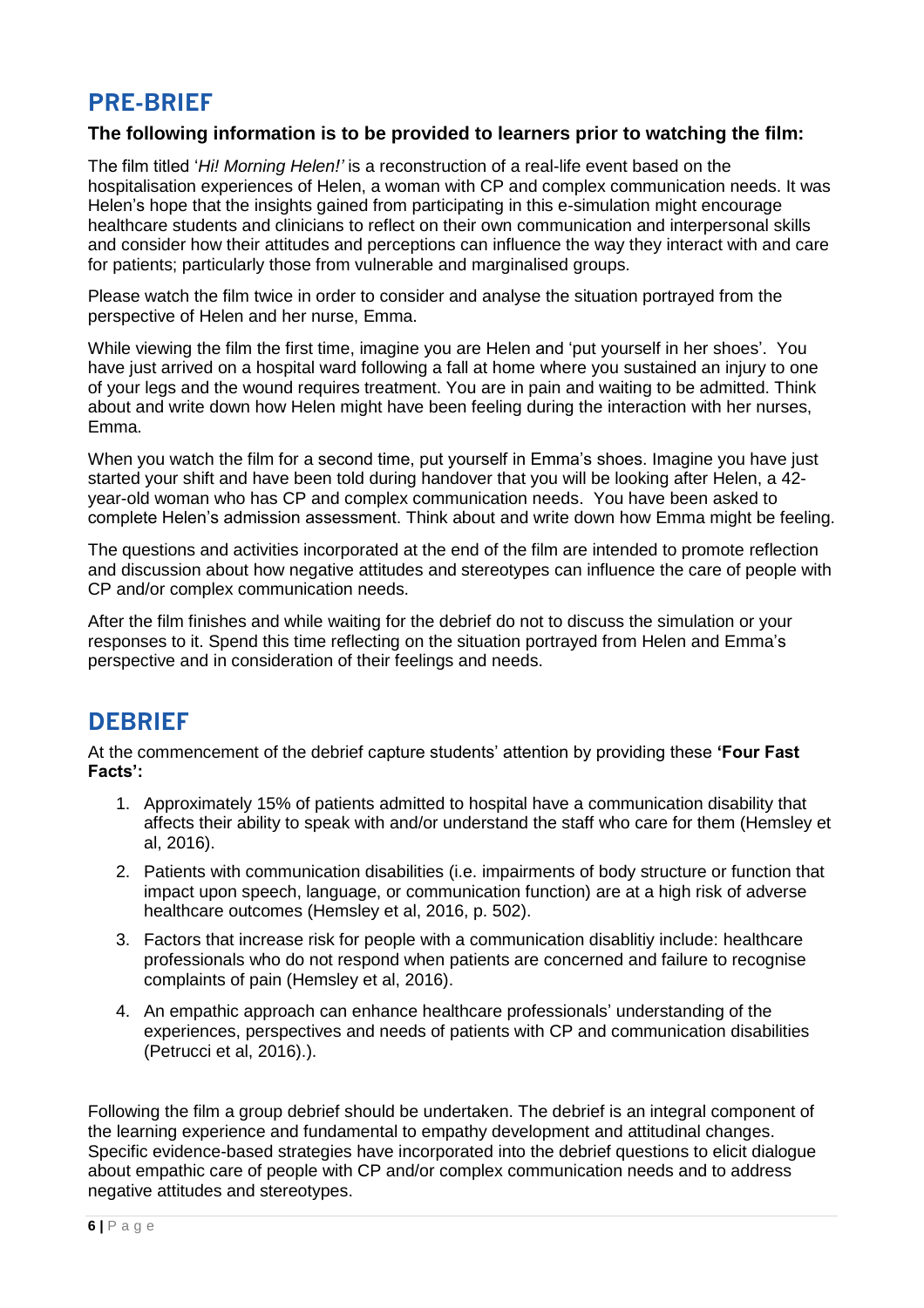## PRE-BRIEF

**The following information is to be provided to learners prior to watching the film:**

The film titled '*Hi! Morning Helen!'* is a reconstruction of a real-life event based on the hospitalisation experiences of Helen, a woman with CP and complex communication needs. It was Helen's hope that the insights gained from participating in this e-simulation might encourage healthcare students and clinicians to reflect on their own communication and interpersonal skills and consider how their attitudes and perceptions can influence the way they interact with and care for patients; particularly those from vulnerable and marginalised groups.

Please watch the film twice in order to consider and analyse the situation portrayed from the perspective of Helen and her nurse, Emma.

While viewing the film the first time, imagine you are Helen and 'put yourself in her shoes'. You have just arrived on a hospital ward following a fall at home where you sustained an injury to one of your legs and the wound requires treatment. You are in pain and waiting to be admitted. Think about and write down how Helen might have been feeling during the interaction with her nurses, Emma.

When you watch the film for a second time, put yourself in Emma's shoes. Imagine you have just started your shift and have been told during handover that you will be looking after Helen, a 42-year-old woman who has CP and complex communication needs. You have been asked to complete Helen's admission assessment. Think about and write down how Emma might be feeling.

The questions and activities incorporated at the end of the film are intended to promote reflection and discussion about how negative attitudes and stereotypes can influence the care of people with CP and/or complex communication needs.

After the film finishes and while waiting for the debrief do not to discuss the simulation or your responses to it. Spend this time reflecting on the situation portrayed from Helen and Emma's perspective and in consideration of their feelings and needs.

## DEBRIEF

At the commencement of the debrief capture students' attention by providing these **'Four Fast Facts':**

1. Approximately 15% of patients admitted to hospital have a communication disability that affects their ability to speak with and/or understand the staff who care for them (Hemsley et al, 2016).
2. Patients with communication disabilities (i.e. impairments of body structure or function that impact upon speech, language, or communication function) are at a high risk of adverse healthcare outcomes (Hemsley et al, 2016, p. 502).
3. Factors that increase risk for people with a communication disablitiy include: healthcare professionals who do not respond when patients are concerned and failure to recognise complaints of pain (Hemsley et al, 2016).
4. An empathic approach can enhance healthcare professionals' understanding of the experiences, perspectives and needs of patients with CP and communication disabilities (Petrucci et al, 2016).).

Following the film a group debrief should be undertaken. The debrief is an integral component of the learning experience and fundamental to empathy development and attitudinal changes. Specific evidence-based strategies have incorporated into the debrief questions to elicit dialogue about empathic care of people with CP and/or complex communication needs and to address negative attitudes and stereotypes.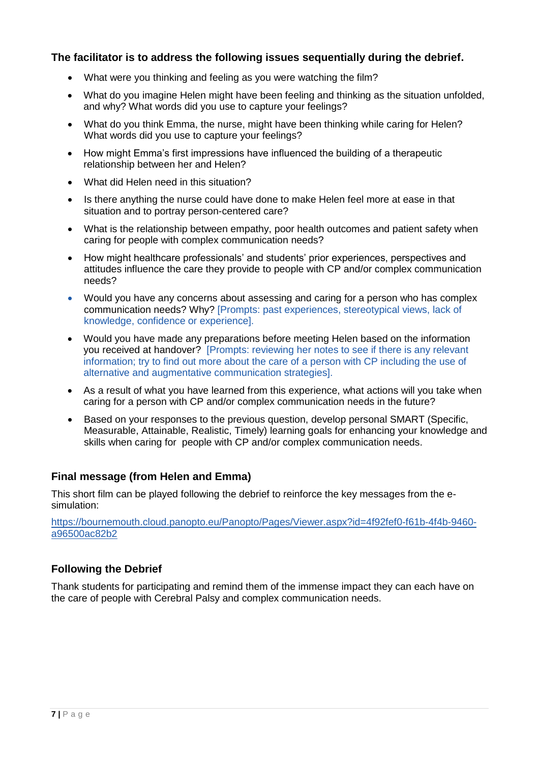**The facilitator is to address the following issues sequentially during the debrief.**

- What were you thinking and feeling as you were watching the film?
- What do you imagine Helen might have been feeling and thinking as the situation unfolded, and why? What words did you use to capture your feelings?
- What do you think Emma, the nurse, might have been thinking while caring for Helen? What words did you use to capture your feelings?
- How might Emma's first impressions have influenced the building of a therapeutic relationship between her and Helen?
- What did Helen need in this situation?
- Is there anything the nurse could have done to make Helen feel more at ease in that situation and to portray person-centered care?
- What is the relationship between empathy, poor health outcomes and patient safety when caring for people with complex communication needs?
- How might healthcare professionals' and students' prior experiences, perspectives and attitudes influence the care they provide to people with CP and/or complex communication needs?
- Would you have any concerns about assessing and caring for a person who has complex communication needs? Why? [Prompts: past experiences, stereotypical views, lack of knowledge, confidence or experience].
- Would you have made any preparations before meeting Helen based on the information you received at handover? [Prompts: reviewing her notes to see if there is any relevant information; try to find out more about the care of a person with CP including the use of alternative and augmentative communication strategies].
- As a result of what you have learned from this experience, what actions will you take when caring for a person with CP and/or complex communication needs in the future?
- Based on your responses to the previous question, develop personal SMART (Specific, Measurable, Attainable, Realistic, Timely) learning goals for enhancing your knowledge and skills when caring for people with CP and/or complex communication needs.

## Final message (from Helen and Emma)

This short film can be played following the debrief to reinforce the key messages from the e-simulation:

https://bournemouth.cloud.panopto.eu/Panopto/Pages/Viewer.aspx?id=4f92fef0-f61b-4f4b-9460-a96500ac82b2

## Following the Debrief

Thank students for participating and remind them of the immense impact they can each have on the care of people with Cerebral Palsy and complex communication needs.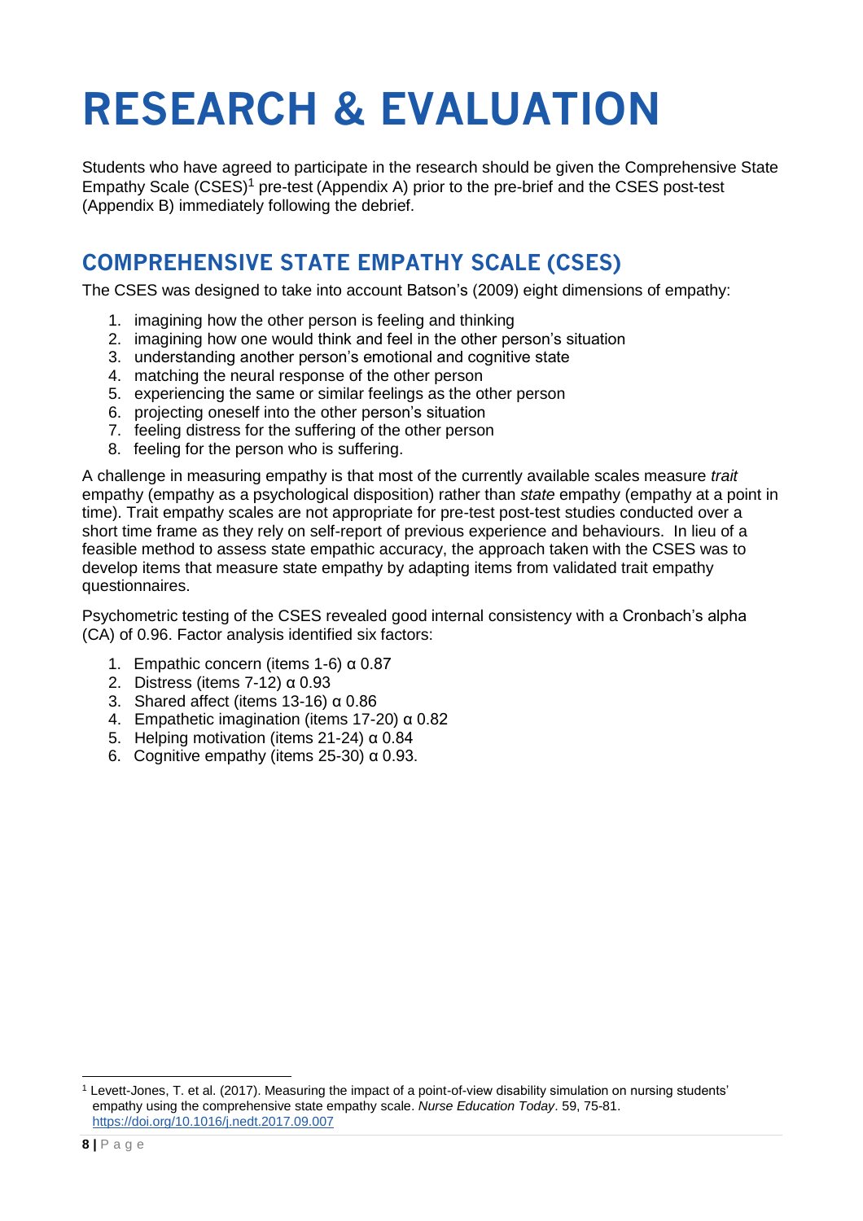# RESEARCH & EVALUATION

Students who have agreed to participate in the research should be given the Comprehensive State Empathy Scale (CSES)[1] pre-test (Appendix A) prior to the pre-brief and the CSES post-test (Appendix B) immediately following the debrief.

## COMPREHENSIVE STATE EMPATHY SCALE (CSES)

The CSES was designed to take into account Batson's (2009) eight dimensions of empathy:

1. imagining how the other person is feeling and thinking
2. imagining how one would think and feel in the other person's situation
3. understanding another person's emotional and cognitive state
4. matching the neural response of the other person
5. experiencing the same or similar feelings as the other person
6. projecting oneself into the other person's situation
7. feeling distress for the suffering of the other person
8. feeling for the person who is suffering.

A challenge in measuring empathy is that most of the currently available scales measure *trait* empathy (empathy as a psychological disposition) rather than *state* empathy (empathy at a point in time). Trait empathy scales are not appropriate for pre-test post-test studies conducted over a short time frame as they rely on self-report of previous experience and behaviours. In lieu of a feasible method to assess state empathic accuracy, the approach taken with the CSES was to develop items that measure state empathy by adapting items from validated trait empathy questionnaires.

Psychometric testing of the CSES revealed good internal consistency with a Cronbach's alpha (CA) of 0.96. Factor analysis identified six factors:

1. Empathic concern (items 1-6) $\alpha$ 0.87
2. Distress (items 7-12) $\alpha$ 0.93
3. Shared affect (items 13-16) $\alpha$ 0.86
4. Empathetic imagination (items 17-20) $\alpha$ 0.82
5. Helping motivation (items 21-24) $\alpha$ 0.84
6. Cognitive empathy (items 25-30) $\alpha$ 0.93.

[1] Levett-Jones, T. et al. (2017). Measuring the impact of a point-of-view disability simulation on nursing students' empathy using the comprehensive state empathy scale. *Nurse Education Today*. 59, 75-81. https://doi.org/10.1016/j.nedt.2017.09.007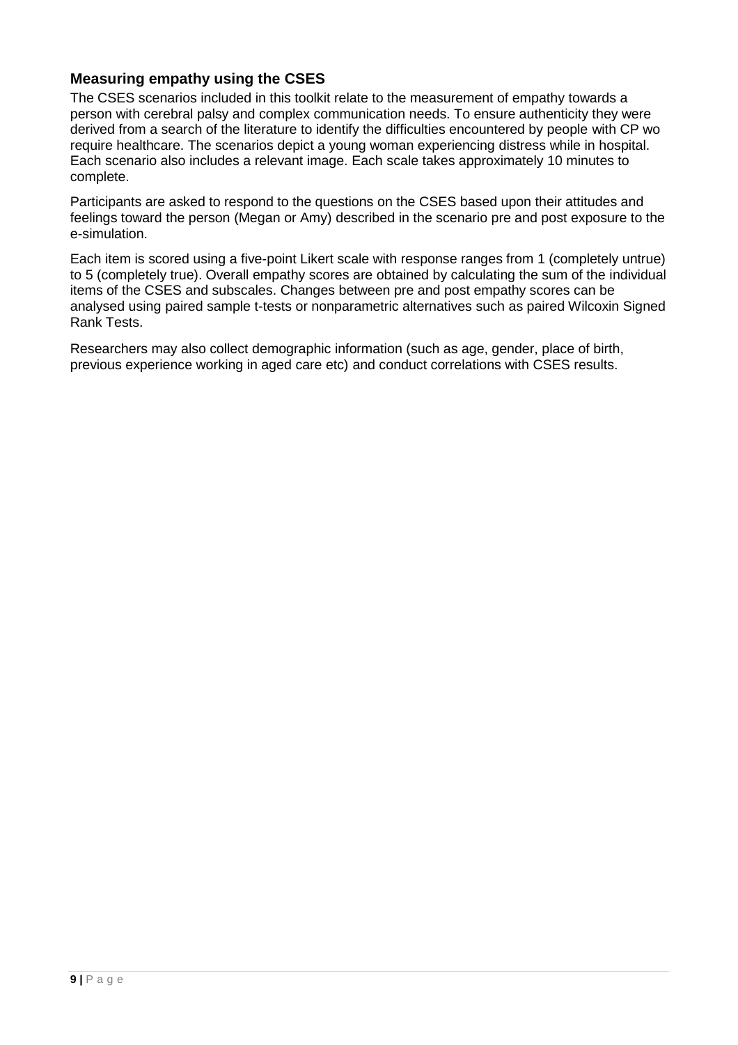## Measuring empathy using the CSES

The CSES scenarios included in this toolkit relate to the measurement of empathy towards a person with cerebral palsy and complex communication needs. To ensure authenticity they were derived from a search of the literature to identify the difficulties encountered by people with CP wo require healthcare. The scenarios depict a young woman experiencing distress while in hospital. Each scenario also includes a relevant image. Each scale takes approximately 10 minutes to complete.

Participants are asked to respond to the questions on the CSES based upon their attitudes and feelings toward the person (Megan or Amy) described in the scenario pre and post exposure to the e-simulation.

Each item is scored using a five-point Likert scale with response ranges from 1 (completely untrue) to 5 (completely true). Overall empathy scores are obtained by calculating the sum of the individual items of the CSES and subscales. Changes between pre and post empathy scores can be analysed using paired sample t-tests or nonparametric alternatives such as paired Wilcoxin Signed Rank Tests.

Researchers may also collect demographic information (such as age, gender, place of birth, previous experience working in aged care etc) and conduct correlations with CSES results.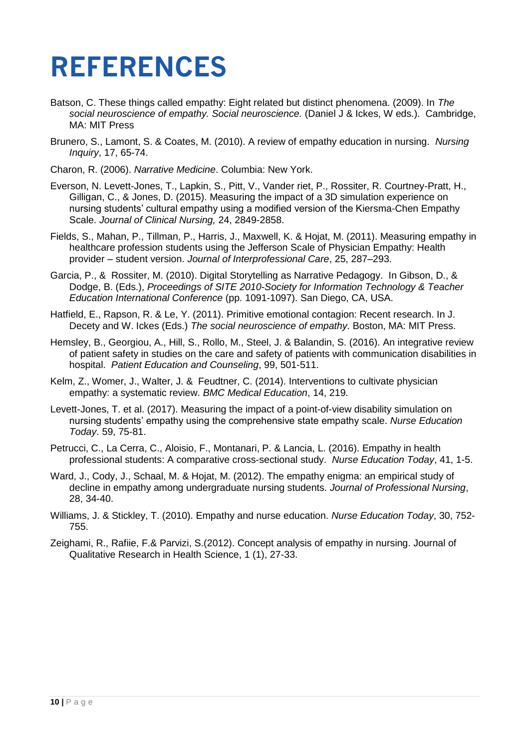# REFERENCES

Batson, C. These things called empathy: Eight related but distinct phenomena. (2009). In *The social neuroscience of empathy. Social neuroscience.* (Daniel J & Ickes, W eds.). Cambridge, MA: MIT Press

Brunero, S., Lamont, S. & Coates, M. (2010). A review of empathy education in nursing. *Nursing Inquiry*, 17, 65-74.

Charon, R. (2006). *Narrative Medicine*. Columbia: New York.

Everson, N. Levett-Jones, T., Lapkin, S., Pitt, V., Vander riet, P., Rossiter, R. Courtney-Pratt, H., Gilligan, C., & Jones, D. (2015). Measuring the impact of a 3D simulation experience on nursing students' cultural empathy using a modified version of the Kiersma-Chen Empathy Scale. *Journal of Clinical Nursing,* 24, 2849-2858.

Fields, S., Mahan, P., Tillman, P., Harris, J., Maxwell, K. & Hojat, M. (2011). Measuring empathy in healthcare profession students using the Jefferson Scale of Physician Empathy: Health provider – student version. *Journal of Interprofessional Care*, 25, 287–293.

Garcia, P., & Rossiter, M. (2010). Digital Storytelling as Narrative Pedagogy. In Gibson, D., & Dodge, B. (Eds.), *Proceedings of SITE 2010-Society for Information Technology & Teacher Education International Conference* (pp. 1091-1097). San Diego, CA, USA.

Hatfield, E., Rapson, R. & Le, Y. (2011). Primitive emotional contagion: Recent research. In J. Decety and W. Ickes (Eds.) *The social neuroscience of empathy*. Boston, MA: MIT Press.

Hemsley, B., Georgiou, A., Hill, S., Rollo, M., Steel, J. & Balandin, S. (2016). An integrative review of patient safety in studies on the care and safety of patients with communication disabilities in hospital. *Patient Education and Counseling*, 99, 501-511.

Kelm, Z., Womer, J., Walter, J. & Feudtner, C. (2014). Interventions to cultivate physician empathy: a systematic review. *BMC Medical Education*, 14, 219.

Levett-Jones, T. et al. (2017). Measuring the impact of a point-of-view disability simulation on nursing students' empathy using the comprehensive state empathy scale. *Nurse Education Today*. 59, 75-81.

Petrucci, C., La Cerra, C., Aloisio, F., Montanari, P. & Lancia, L. (2016). Empathy in health professional students: A comparative cross-sectional study. *Nurse Education Today*, 41, 1-5.

Ward, J., Cody, J., Schaal, M. & Hojat, M. (2012). The empathy enigma: an empirical study of decline in empathy among undergraduate nursing students. *Journal of Professional Nursing*, 28, 34-40.

Williams, J. & Stickley, T. (2010). Empathy and nurse education. *Nurse Education Today*, 30, 752-755.

Zeighami, R., Rafiie, F.& Parvizi, S.(2012). Concept analysis of empathy in nursing. Journal of Qualitative Research in Health Science, 1 (1), 27-33.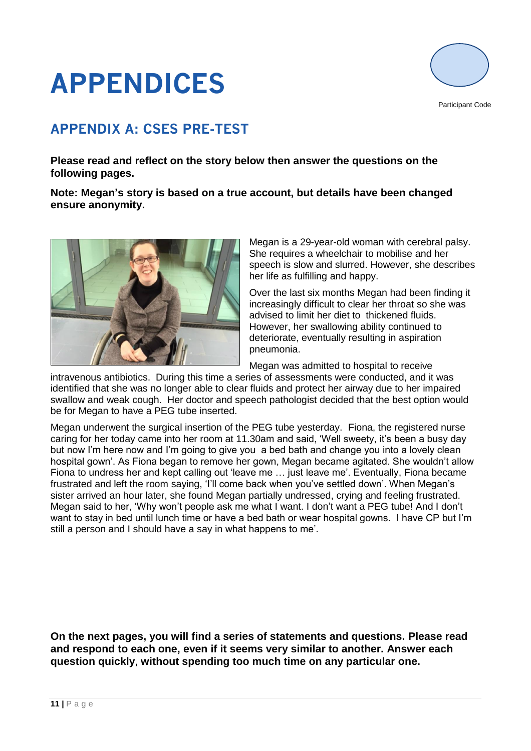# APPENDICES

Participant Code

## APPENDIX A: CSES PRE-TEST

**Please read and reflect on the story below then answer the questions on the following pages.**

**Note: Megan's story is based on a true account, but details have been changed ensure anonymity.**

Megan is a 29-year-old woman with cerebral palsy. She requires a wheelchair to mobilise and her speech is slow and slurred. However, she describes her life as fulfilling and happy.

Over the last six months Megan had been finding it increasingly difficult to clear her throat so she was advised to limit her diet to thickened fluids. However, her swallowing ability continued to deteriorate, eventually resulting in aspiration pneumonia.

Megan was admitted to hospital to receive intravenous antibiotics. During this time a series of assessments were conducted, and it was identified that she was no longer able to clear fluids and protect her airway due to her impaired swallow and weak cough. Her doctor and speech pathologist decided that the best option would be for Megan to have a PEG tube inserted.

Megan underwent the surgical insertion of the PEG tube yesterday. Fiona, the registered nurse caring for her today came into her room at 11.30am and said, 'Well sweety, it's been a busy day but now I'm here now and I'm going to give you a bed bath and change you into a lovely clean hospital gown'. As Fiona began to remove her gown, Megan became agitated. She wouldn't allow Fiona to undress her and kept calling out 'leave me … just leave me'. Eventually, Fiona became frustrated and left the room saying, 'I'll come back when you've settled down'. When Megan's sister arrived an hour later, she found Megan partially undressed, crying and feeling frustrated. Megan said to her, 'Why won't people ask me what I want. I don't want a PEG tube! And I don't want to stay in bed until lunch time or have a bed bath or wear hospital gowns. I have CP but I'm still a person and I should have a say in what happens to me'.

**On the next pages, you will find a series of statements and questions. Please read and respond to each one, even if it seems very similar to another. Answer each question quickly**, **without spending too much time on any particular one.**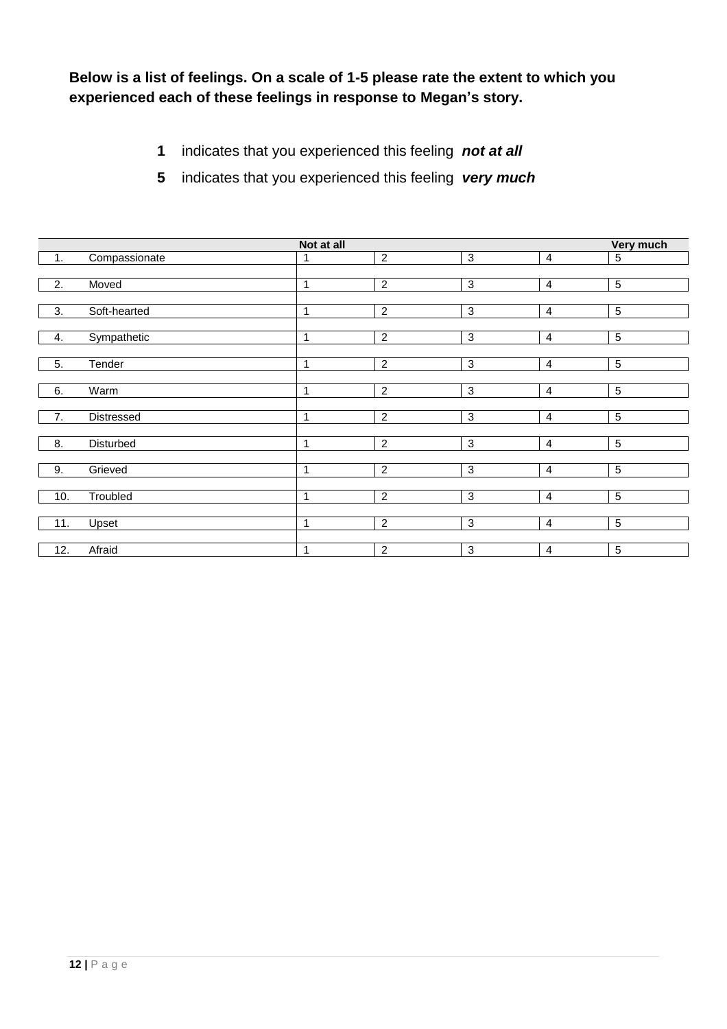**Below is a list of feelings. On a scale of 1-5 please rate the extent to which you experienced each of these feelings in response to Megan's story.**

**1** indicates that you experienced this feeling ***not at all***

**5** indicates that you experienced this feeling ***very much***

| | | Not at all | | | | Very much |
|---|---|---|---|---|---|---|
| 1. | Compassionate | 1 | 2 | 3 | 4 | 5 |
| 2. | Moved | 1 | 2 | 3 | 4 | 5 |
| 3. | Soft-hearted | 1 | 2 | 3 | 4 | 5 |
| 4. | Sympathetic | 1 | 2 | 3 | 4 | 5 |
| 5. | Tender | 1 | 2 | 3 | 4 | 5 |
| 6. | Warm | 1 | 2 | 3 | 4 | 5 |
| 7. | Distressed | 1 | 2 | 3 | 4 | 5 |
| 8. | Disturbed | 1 | 2 | 3 | 4 | 5 |
| 9. | Grieved | 1 | 2 | 3 | 4 | 5 |
| 10. | Troubled | 1 | 2 | 3 | 4 | 5 |
| 11. | Upset | 1 | 2 | 3 | 4 | 5 |
| 12. | Afraid | 1 | 2 | 3 | 4 | 5 |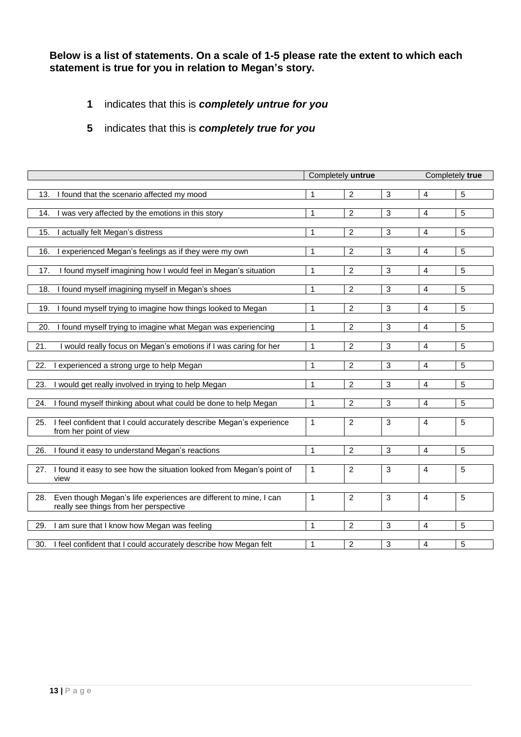**Below is a list of statements. On a scale of 1-5 please rate the extent to which each statement is true for you in relation to Megan's story.**

**1** indicates that this is ***completely untrue for you***

**5** indicates that this is ***completely true for you***

| | Completely **untrue** | | | | Completely **true** |
|---|---|---|---|---|---|
| 13. I found that the scenario affected my mood | 1 | 2 | 3 | 4 | 5 |
| 14. I was very affected by the emotions in this story | 1 | 2 | 3 | 4 | 5 |
| 15. I actually felt Megan's distress | 1 | 2 | 3 | 4 | 5 |
| 16. I experienced Megan's feelings as if they were my own | 1 | 2 | 3 | 4 | 5 |
| 17. I found myself imagining how I would feel in Megan's situation | 1 | 2 | 3 | 4 | 5 |
| 18. I found myself imagining myself in Megan's shoes | 1 | 2 | 3 | 4 | 5 |
| 19. I found myself trying to imagine how things looked to Megan | 1 | 2 | 3 | 4 | 5 |
| 20. I found myself trying to imagine what Megan was experiencing | 1 | 2 | 3 | 4 | 5 |
| 21. I would really focus on Megan's emotions if I was caring for her | 1 | 2 | 3 | 4 | 5 |
| 22. I experienced a strong urge to help Megan | 1 | 2 | 3 | 4 | 5 |
| 23. I would get really involved in trying to help Megan | 1 | 2 | 3 | 4 | 5 |
| 24. I found myself thinking about what could be done to help Megan | 1 | 2 | 3 | 4 | 5 |
| 25. I feel confident that I could accurately describe Megan's experience from her point of view | 1 | 2 | 3 | 4 | 5 |
| 26. I found it easy to understand Megan's reactions | 1 | 2 | 3 | 4 | 5 |
| 27. I found it easy to see how the situation looked from Megan's point of view | 1 | 2 | 3 | 4 | 5 |
| 28. Even though Megan's life experiences are different to mine, I can really see things from her perspective | 1 | 2 | 3 | 4 | 5 |
| 29. I am sure that I know how Megan was feeling | 1 | 2 | 3 | 4 | 5 |
| 30. I feel confident that I could accurately describe how Megan felt | 1 | 2 | 3 | 4 | 5 |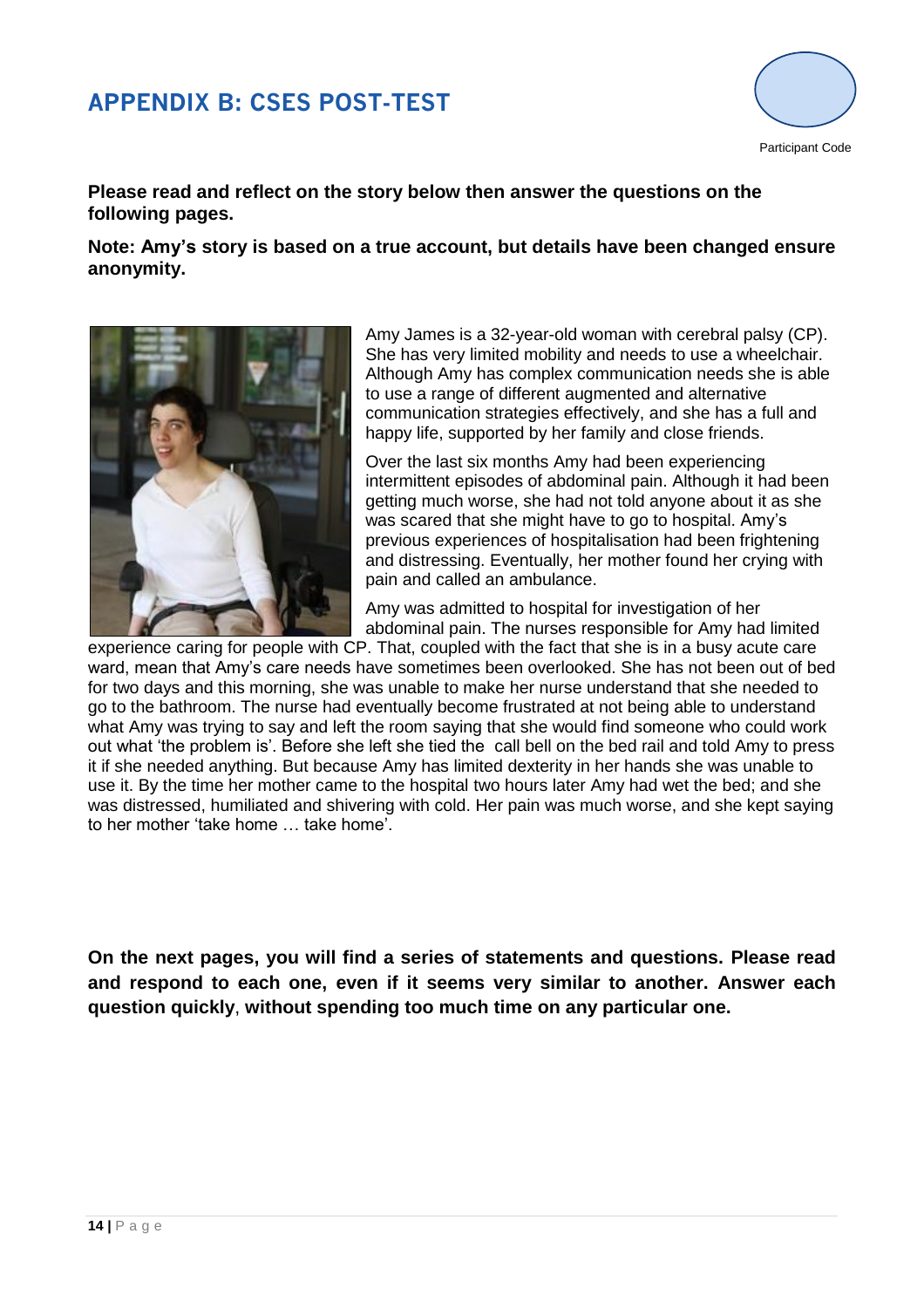# APPENDIX B: CSES POST-TEST

Participant Code

**Please read and reflect on the story below then answer the questions on the following pages.**

**Note: Amy's story is based on a true account, but details have been changed ensure anonymity.**

Amy James is a 32-year-old woman with cerebral palsy (CP). She has very limited mobility and needs to use a wheelchair. Although Amy has complex communication needs she is able to use a range of different augmented and alternative communication strategies effectively, and she has a full and happy life, supported by her family and close friends.

Over the last six months Amy had been experiencing intermittent episodes of abdominal pain. Although it had been getting much worse, she had not told anyone about it as she was scared that she might have to go to hospital. Amy's previous experiences of hospitalisation had been frightening and distressing. Eventually, her mother found her crying with pain and called an ambulance.

Amy was admitted to hospital for investigation of her abdominal pain. The nurses responsible for Amy had limited experience caring for people with CP. That, coupled with the fact that she is in a busy acute care ward, mean that Amy's care needs have sometimes been overlooked. She has not been out of bed for two days and this morning, she was unable to make her nurse understand that she needed to go to the bathroom. The nurse had eventually become frustrated at not being able to understand what Amy was trying to say and left the room saying that she would find someone who could work out what 'the problem is'. Before she left she tied the call bell on the bed rail and told Amy to press it if she needed anything. But because Amy has limited dexterity in her hands she was unable to use it. By the time her mother came to the hospital two hours later Amy had wet the bed; and she was distressed, humiliated and shivering with cold. Her pain was much worse, and she kept saying to her mother 'take home … take home'.

**On the next pages, you will find a series of statements and questions. Please read and respond to each one, even if it seems very similar to another. Answer each question quickly, without spending too much time on any particular one.**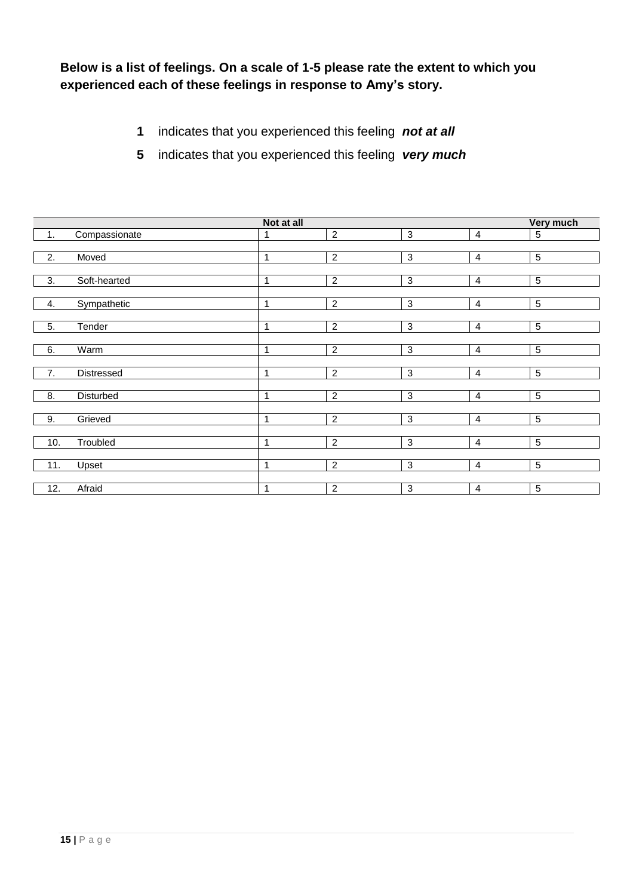**Below is a list of feelings. On a scale of 1-5 please rate the extent to which you experienced each of these feelings in response to Amy's story.**

**1** indicates that you experienced this feeling ***not at all***

**5** indicates that you experienced this feeling ***very much***

| | Not at all | | | | Very much |
|---|---|---|---|---|---|
| 1. Compassionate | 1 | 2 | 3 | 4 | 5 |
| 2. Moved | 1 | 2 | 3 | 4 | 5 |
| 3. Soft-hearted | 1 | 2 | 3 | 4 | 5 |
| 4. Sympathetic | 1 | 2 | 3 | 4 | 5 |
| 5. Tender | 1 | 2 | 3 | 4 | 5 |
| 6. Warm | 1 | 2 | 3 | 4 | 5 |
| 7. Distressed | 1 | 2 | 3 | 4 | 5 |
| 8. Disturbed | 1 | 2 | 3 | 4 | 5 |
| 9. Grieved | 1 | 2 | 3 | 4 | 5 |
| 10. Troubled | 1 | 2 | 3 | 4 | 5 |
| 11. Upset | 1 | 2 | 3 | 4 | 5 |
| 12. Afraid | 1 | 2 | 3 | 4 | 5 |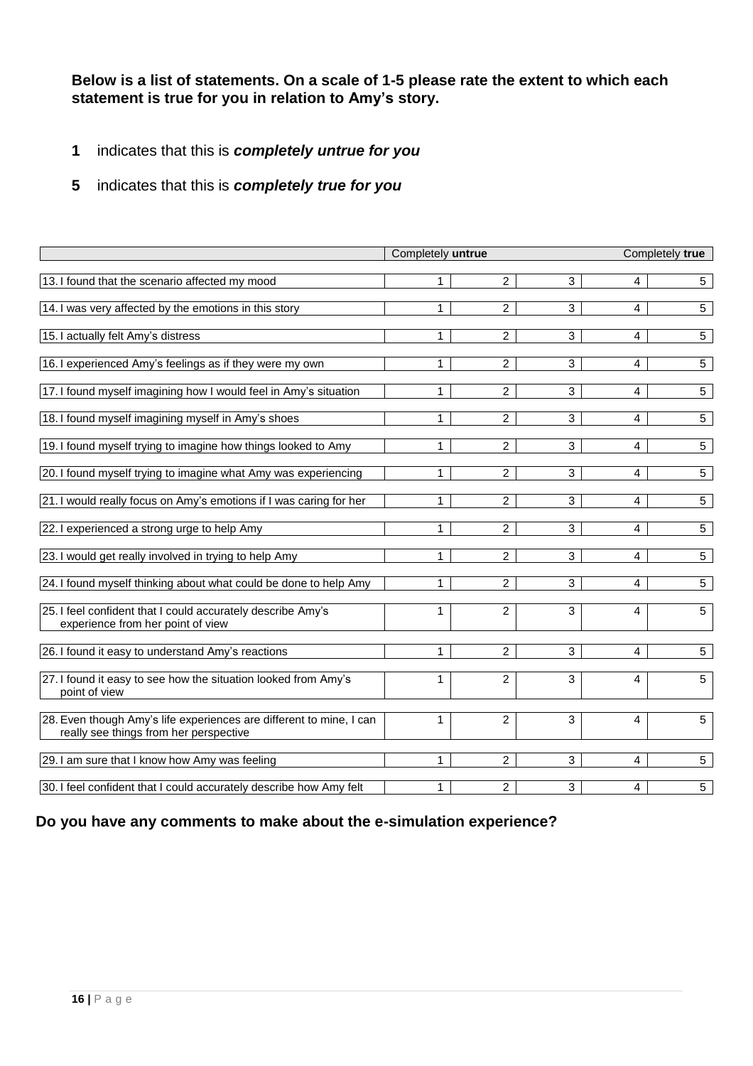**Below is a list of statements. On a scale of 1-5 please rate the extent to which each statement is true for you in relation to Amy's story.**

- **1** indicates that this is ***completely untrue for you***
- **5** indicates that this is ***completely true for you***

| | Completely **untrue** | | | | Completely **true** |
|---|---|---|---|---|---|
| 13. I found that the scenario affected my mood | 1 | 2 | 3 | 4 | 5 |
| 14. I was very affected by the emotions in this story | 1 | 2 | 3 | 4 | 5 |
| 15. I actually felt Amy's distress | 1 | 2 | 3 | 4 | 5 |
| 16. I experienced Amy's feelings as if they were my own | 1 | 2 | 3 | 4 | 5 |
| 17. I found myself imagining how I would feel in Amy's situation | 1 | 2 | 3 | 4 | 5 |
| 18. I found myself imagining myself in Amy's shoes | 1 | 2 | 3 | 4 | 5 |
| 19. I found myself trying to imagine how things looked to Amy | 1 | 2 | 3 | 4 | 5 |
| 20. I found myself trying to imagine what Amy was experiencing | 1 | 2 | 3 | 4 | 5 |
| 21. I would really focus on Amy's emotions if I was caring for her | 1 | 2 | 3 | 4 | 5 |
| 22. I experienced a strong urge to help Amy | 1 | 2 | 3 | 4 | 5 |
| 23. I would get really involved in trying to help Amy | 1 | 2 | 3 | 4 | 5 |
| 24. I found myself thinking about what could be done to help Amy | 1 | 2 | 3 | 4 | 5 |
| 25. I feel confident that I could accurately describe Amy's experience from her point of view | 1 | 2 | 3 | 4 | 5 |
| 26. I found it easy to understand Amy's reactions | 1 | 2 | 3 | 4 | 5 |
| 27. I found it easy to see how the situation looked from Amy's point of view | 1 | 2 | 3 | 4 | 5 |
| 28. Even though Amy's life experiences are different to mine, I can really see things from her perspective | 1 | 2 | 3 | 4 | 5 |
| 29. I am sure that I know how Amy was feeling | 1 | 2 | 3 | 4 | 5 |
| 30. I feel confident that I could accurately describe how Amy felt | 1 | 2 | 3 | 4 | 5 |

**Do you have any comments to make about the e-simulation experience?**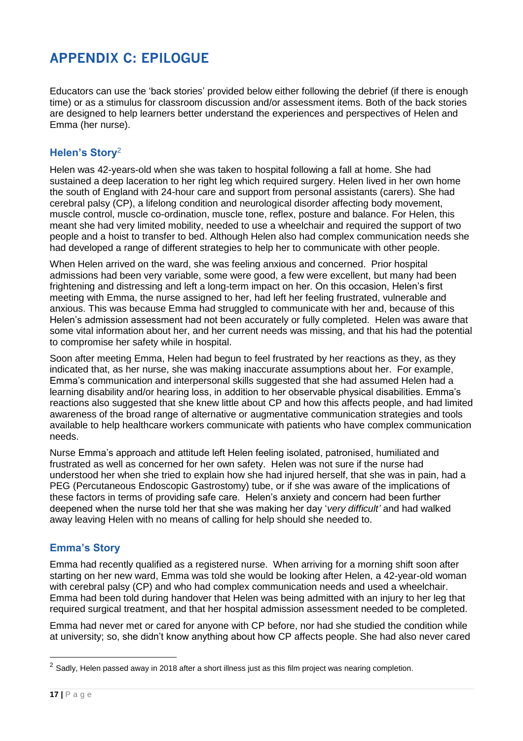# APPENDIX C: EPILOGUE

Educators can use the 'back stories' provided below either following the debrief (if there is enough time) or as a stimulus for classroom discussion and/or assessment items. Both of the back stories are designed to help learners better understand the experiences and perspectives of Helen and Emma (her nurse).

## Helen's Story[2]

Helen was 42-years-old when she was taken to hospital following a fall at home. She had sustained a deep laceration to her right leg which required surgery. Helen lived in her own home the south of England with 24-hour care and support from personal assistants (carers). She had cerebral palsy (CP), a lifelong condition and neurological disorder affecting body movement, muscle control, muscle co-ordination, muscle tone, reflex, posture and balance. For Helen, this meant she had very limited mobility, needed to use a wheelchair and required the support of two people and a hoist to transfer to bed. Although Helen also had complex communication needs she had developed a range of different strategies to help her to communicate with other people.

When Helen arrived on the ward, she was feeling anxious and concerned. Prior hospital admissions had been very variable, some were good, a few were excellent, but many had been frightening and distressing and left a long-term impact on her. On this occasion, Helen's first meeting with Emma, the nurse assigned to her, had left her feeling frustrated, vulnerable and anxious. This was because Emma had struggled to communicate with her and, because of this Helen's admission assessment had not been accurately or fully completed. Helen was aware that some vital information about her, and her current needs was missing, and that his had the potential to compromise her safety while in hospital.

Soon after meeting Emma, Helen had begun to feel frustrated by her reactions as they, as they indicated that, as her nurse, she was making inaccurate assumptions about her. For example, Emma's communication and interpersonal skills suggested that she had assumed Helen had a learning disability and/or hearing loss, in addition to her observable physical disabilities. Emma's reactions also suggested that she knew little about CP and how this affects people, and had limited awareness of the broad range of alternative or augmentative communication strategies and tools available to help healthcare workers communicate with patients who have complex communication needs.

Nurse Emma's approach and attitude left Helen feeling isolated, patronised, humiliated and frustrated as well as concerned for her own safety. Helen was not sure if the nurse had understood her when she tried to explain how she had injured herself, that she was in pain, had a PEG (Percutaneous Endoscopic Gastrostomy) tube, or if she was aware of the implications of these factors in terms of providing safe care. Helen's anxiety and concern had been further deepened when the nurse told her that she was making her day '*very difficult'* and had walked away leaving Helen with no means of calling for help should she needed to.

## Emma's Story

Emma had recently qualified as a registered nurse. When arriving for a morning shift soon after starting on her new ward, Emma was told she would be looking after Helen, a 42-year-old woman with cerebral palsy (CP) and who had complex communication needs and used a wheelchair. Emma had been told during handover that Helen was being admitted with an injury to her leg that required surgical treatment, and that her hospital admission assessment needed to be completed.

Emma had never met or cared for anyone with CP before, nor had she studied the condition while at university; so, she didn't know anything about how CP affects people. She had also never cared

---

[2] Sadly, Helen passed away in 2018 after a short illness just as this film project was nearing completion.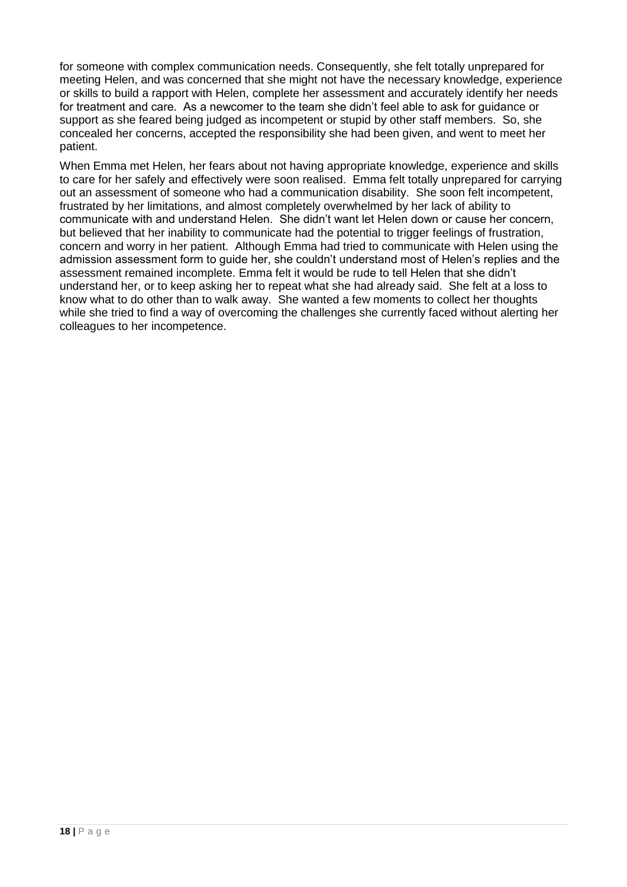for someone with complex communication needs. Consequently, she felt totally unprepared for meeting Helen, and was concerned that she might not have the necessary knowledge, experience or skills to build a rapport with Helen, complete her assessment and accurately identify her needs for treatment and care. As a newcomer to the team she didn't feel able to ask for guidance or support as she feared being judged as incompetent or stupid by other staff members. So, she concealed her concerns, accepted the responsibility she had been given, and went to meet her patient.

When Emma met Helen, her fears about not having appropriate knowledge, experience and skills to care for her safely and effectively were soon realised. Emma felt totally unprepared for carrying out an assessment of someone who had a communication disability. She soon felt incompetent, frustrated by her limitations, and almost completely overwhelmed by her lack of ability to communicate with and understand Helen. She didn't want let Helen down or cause her concern, but believed that her inability to communicate had the potential to trigger feelings of frustration, concern and worry in her patient. Although Emma had tried to communicate with Helen using the admission assessment form to guide her, she couldn't understand most of Helen's replies and the assessment remained incomplete. Emma felt it would be rude to tell Helen that she didn't understand her, or to keep asking her to repeat what she had already said. She felt at a loss to know what to do other than to walk away. She wanted a few moments to collect her thoughts while she tried to find a way of overcoming the challenges she currently faced without alerting her colleagues to her incompetence.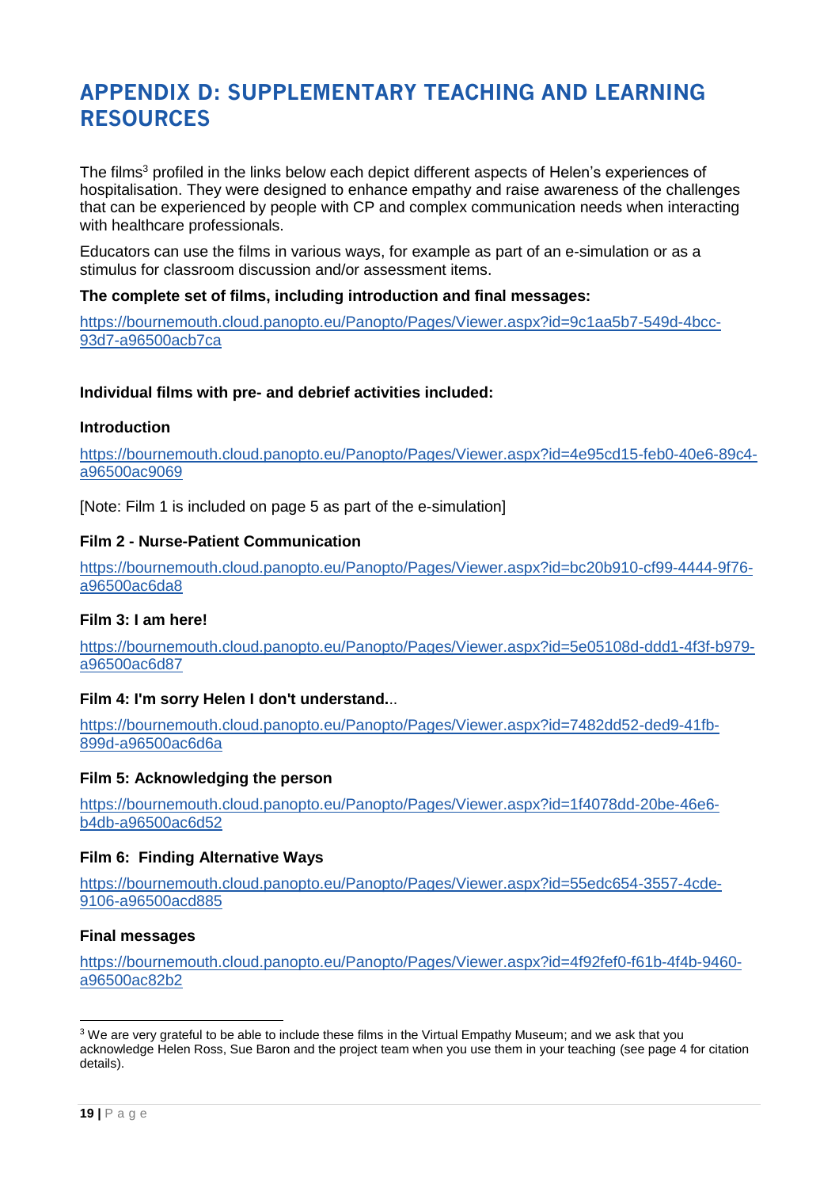# APPENDIX D: SUPPLEMENTARY TEACHING AND LEARNING RESOURCES

The films[3] profiled in the links below each depict different aspects of Helen's experiences of hospitalisation. They were designed to enhance empathy and raise awareness of the challenges that can be experienced by people with CP and complex communication needs when interacting with healthcare professionals.

Educators can use the films in various ways, for example as part of an e-simulation or as a stimulus for classroom discussion and/or assessment items.

**The complete set of films, including introduction and final messages:**

https://bournemouth.cloud.panopto.eu/Panopto/Pages/Viewer.aspx?id=9c1aa5b7-549d-4bcc-93d7-a96500acb7ca

**Individual films with pre- and debrief activities included:**

**Introduction**

https://bournemouth.cloud.panopto.eu/Panopto/Pages/Viewer.aspx?id=4e95cd15-feb0-40e6-89c4-a96500ac9069

[Note: Film 1 is included on page 5 as part of the e-simulation]

**Film 2 - Nurse-Patient Communication**

https://bournemouth.cloud.panopto.eu/Panopto/Pages/Viewer.aspx?id=bc20b910-cf99-4444-9f76-a96500ac6da8

**Film 3: I am here!**

https://bournemouth.cloud.panopto.eu/Panopto/Pages/Viewer.aspx?id=5e05108d-ddd1-4f3f-b979-a96500ac6d87

**Film 4: I'm sorry Helen I don't understand.**..

https://bournemouth.cloud.panopto.eu/Panopto/Pages/Viewer.aspx?id=7482dd52-ded9-41fb-899d-a96500ac6d6a

**Film 5: Acknowledging the person**

https://bournemouth.cloud.panopto.eu/Panopto/Pages/Viewer.aspx?id=1f4078dd-20be-46e6-b4db-a96500ac6d52

**Film 6: Finding Alternative Ways**

https://bournemouth.cloud.panopto.eu/Panopto/Pages/Viewer.aspx?id=55edc654-3557-4cde-9106-a96500acd885

**Final messages**

https://bournemouth.cloud.panopto.eu/Panopto/Pages/Viewer.aspx?id=4f92fef0-f61b-4f4b-9460-a96500ac82b2

---

[3] We are very grateful to be able to include these films in the Virtual Empathy Museum; and we ask that you acknowledge Helen Ross, Sue Baron and the project team when you use them in your teaching (see page 4 for citation details).